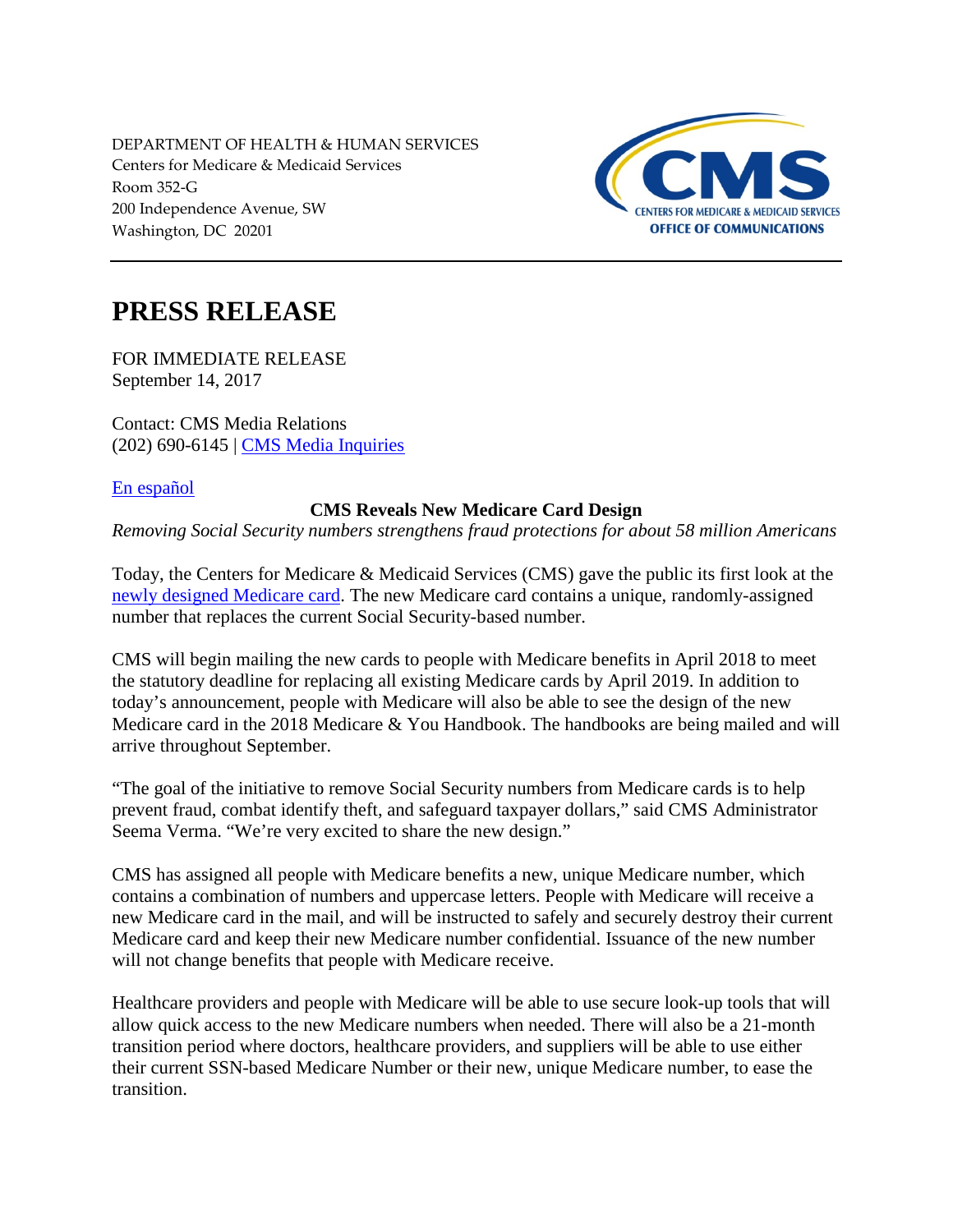DEPARTMENT OF HEALTH & HUMAN SERVICES
Centers for Medicare & Medicaid Services
Room 352-G
200 Independence Avenue, SW
Washington, DC 20201

CMS
CENTERS FOR MEDICARE & MEDICAID SERVICES
OFFICE OF COMMUNICATIONS

# PRESS RELEASE

FOR IMMEDIATE RELEASE
September 14, 2017

Contact: CMS Media Relations
(202) 690-6145 | [CMS Media Inquiries]()

[En español]()

**CMS Reveals New Medicare Card Design**

*Removing Social Security numbers strengthens fraud protections for about 58 million Americans*

Today, the Centers for Medicare & Medicaid Services (CMS) gave the public its first look at the [newly designed Medicare card](). The new Medicare card contains a unique, randomly-assigned number that replaces the current Social Security-based number.

CMS will begin mailing the new cards to people with Medicare benefits in April 2018 to meet the statutory deadline for replacing all existing Medicare cards by April 2019. In addition to today's announcement, people with Medicare will also be able to see the design of the new Medicare card in the 2018 Medicare & You Handbook. The handbooks are being mailed and will arrive throughout September.

"The goal of the initiative to remove Social Security numbers from Medicare cards is to help prevent fraud, combat identify theft, and safeguard taxpayer dollars," said CMS Administrator Seema Verma. "We're very excited to share the new design."

CMS has assigned all people with Medicare benefits a new, unique Medicare number, which contains a combination of numbers and uppercase letters. People with Medicare will receive a new Medicare card in the mail, and will be instructed to safely and securely destroy their current Medicare card and keep their new Medicare number confidential. Issuance of the new number will not change benefits that people with Medicare receive.

Healthcare providers and people with Medicare will be able to use secure look-up tools that will allow quick access to the new Medicare numbers when needed. There will also be a 21-month transition period where doctors, healthcare providers, and suppliers will be able to use either their current SSN-based Medicare Number or their new, unique Medicare number, to ease the transition.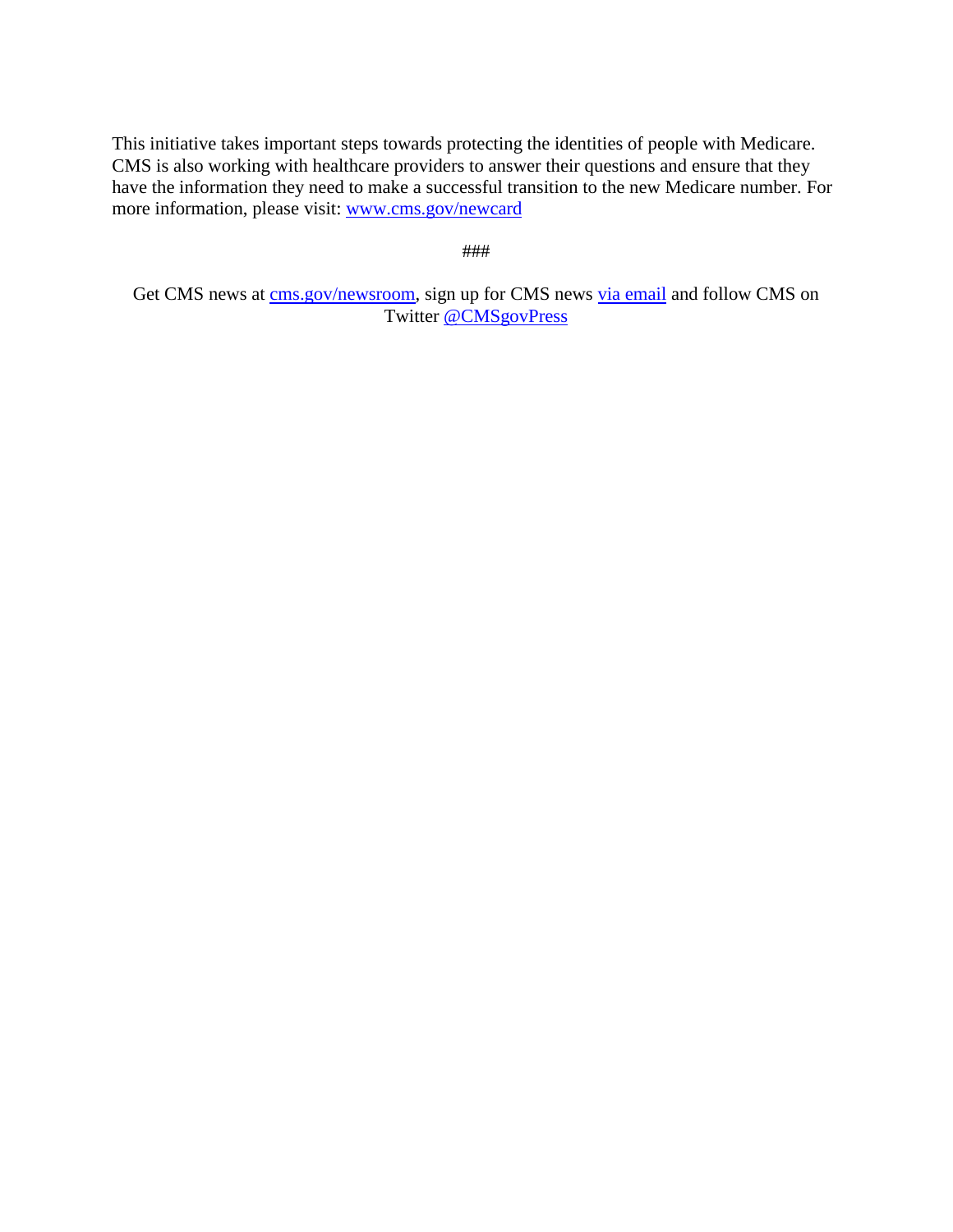This initiative takes important steps towards protecting the identities of people with Medicare. CMS is also working with healthcare providers to answer their questions and ensure that they have the information they need to make a successful transition to the new Medicare number. For more information, please visit: [www.cms.gov/newcard](www.cms.gov/newcard)

###

Get CMS news at [cms.gov/newsroom](cms.gov/newsroom), sign up for CMS news via email and follow CMS on Twitter @CMSgovPress